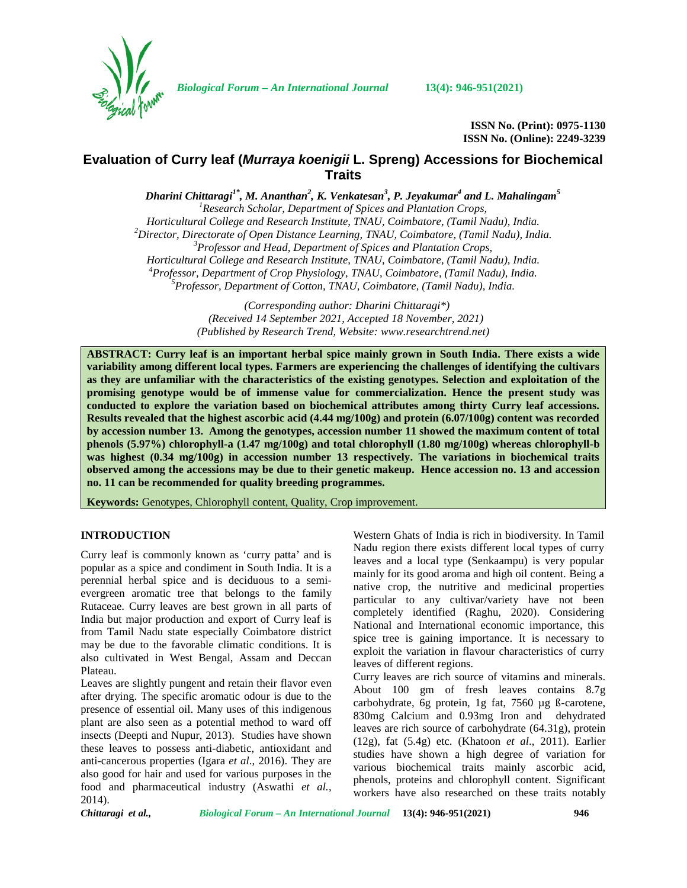ISSN No. (Print): 0975-1130
ISSN No. (Online): 2249-3239

# Evaluation of Curry leaf (*Murraya koenigii* L. Spreng) Accessions for Biochemical Traits

***Dharini Chittaragi[1*], M. Ananthan[2], K. Venkatesan[3], P. Jeyakumar[4] and L. Mahalingam[5]***

[1]*Research Scholar, Department of Spices and Plantation Crops, Horticultural College and Research Institute, TNAU, Coimbatore, (Tamil Nadu), India.*
[2]*Director, Directorate of Open Distance Learning, TNAU, Coimbatore, (Tamil Nadu), India.*
[3]*Professor and Head, Department of Spices and Plantation Crops, Horticultural College and Research Institute, TNAU, Coimbatore, (Tamil Nadu), India.*
[4]*Professor, Department of Crop Physiology, TNAU, Coimbatore, (Tamil Nadu), India.*
[5]*Professor, Department of Cotton, TNAU, Coimbatore, (Tamil Nadu), India.*

*(Corresponding author: Dharini Chittaragi\*)*
*(Received 14 September 2021, Accepted 18 November, 2021)*
*(Published by Research Trend, Website: www.researchtrend.net)*

**ABSTRACT: Curry leaf is an important herbal spice mainly grown in South India. There exists a wide variability among different local types. Farmers are experiencing the challenges of identifying the cultivars as they are unfamiliar with the characteristics of the existing genotypes. Selection and exploitation of the promising genotype would be of immense value for commercialization. Hence the present study was conducted to explore the variation based on biochemical attributes among thirty Curry leaf accessions. Results revealed that the highest ascorbic acid (4.44 mg/100g) and protein (6.07/100g) content was recorded by accession number 13. Among the genotypes, accession number 11 showed the maximum content of total phenols (5.97%) chlorophyll-a (1.47 mg/100g) and total chlorophyll (1.80 mg/100g) whereas chlorophyll-b was highest (0.34 mg/100g) in accession number 13 respectively. The variations in biochemical traits observed among the accessions may be due to their genetic makeup. Hence accession no. 13 and accession no. 11 can be recommended for quality breeding programmes.**

**Keywords:** Genotypes, Chlorophyll content, Quality, Crop improvement.

## INTRODUCTION

Curry leaf is commonly known as 'curry patta' and is popular as a spice and condiment in South India. It is a perennial herbal spice and is deciduous to a semi-evergreen aromatic tree that belongs to the family Rutaceae. Curry leaves are best grown in all parts of India but major production and export of Curry leaf is from Tamil Nadu state especially Coimbatore district may be due to the favorable climatic conditions. It is also cultivated in West Bengal, Assam and Deccan Plateau.

Leaves are slightly pungent and retain their flavor even after drying. The specific aromatic odour is due to the presence of essential oil. Many uses of this indigenous plant are also seen as a potential method to ward off insects (Deepti and Nupur, 2013). Studies have shown these leaves to possess anti-diabetic, antioxidant and anti-cancerous properties (Igara *et al*., 2016). They are also good for hair and used for various purposes in the food and pharmaceutical industry (Aswathi *et al.*, 2014).

Western Ghats of India is rich in biodiversity. In Tamil Nadu region there exists different local types of curry leaves and a local type (Senkaampu) is very popular mainly for its good aroma and high oil content. Being a native crop, the nutritive and medicinal properties particular to any cultivar/variety have not been completely identified (Raghu, 2020). Considering National and International economic importance, this spice tree is gaining importance. It is necessary to exploit the variation in flavour characteristics of curry leaves of different regions.

Curry leaves are rich source of vitamins and minerals. About 100 gm of fresh leaves contains 8.7g carbohydrate, 6g protein, 1g fat, 7560 µg ß-carotene, 830mg Calcium and 0.93mg Iron and dehydrated leaves are rich source of carbohydrate (64.31g), protein (12g), fat (5.4g) etc. (Khatoon *et al*., 2011). Earlier studies have shown a high degree of variation for various biochemical traits mainly ascorbic acid, phenols, proteins and chlorophyll content. Significant workers have also researched on these traits notably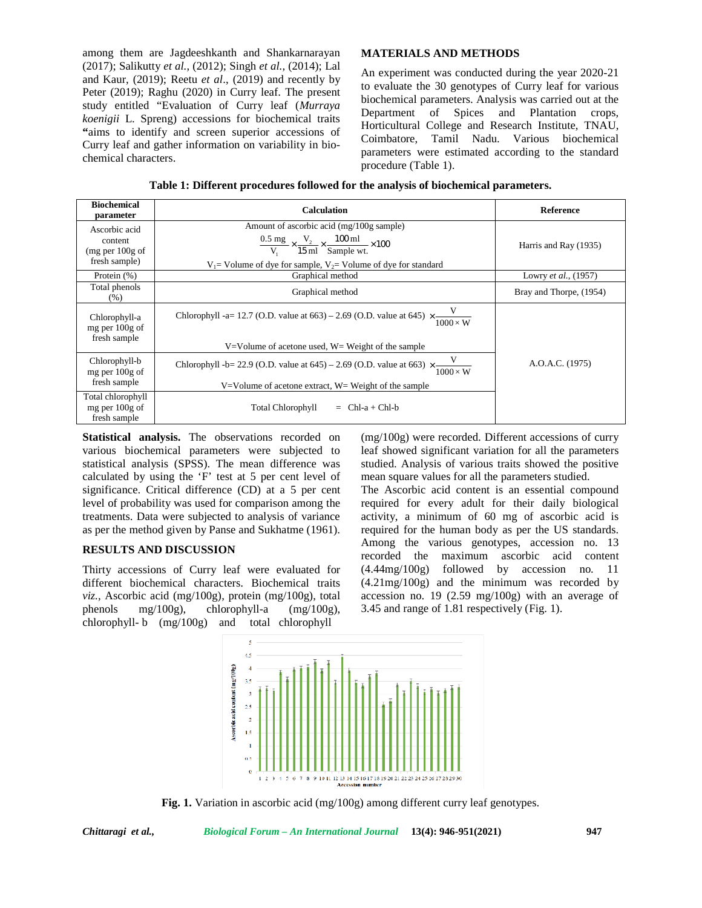among them are Jagdeeshkanth and Shankarnarayan (2017); Salikutty *et al.,* (2012); Singh *et al.,* (2014); Lal and Kaur, (2019); Reetu *et al*., (2019) and recently by Peter (2019); Raghu (2020) in Curry leaf. The present study entitled "Evaluation of Curry leaf (*Murraya koenigii* L. Spreng) accessions for biochemical traits "aims to identify and screen superior accessions of Curry leaf and gather information on variability in bio-chemical characters.

## MATERIALS AND METHODS

An experiment was conducted during the year 2020-21 to evaluate the 30 genotypes of Curry leaf for various biochemical parameters. Analysis was carried out at the Department of Spices and Plantation crops, Horticultural College and Research Institute, TNAU, Coimbatore, Tamil Nadu. Various biochemical parameters were estimated according to the standard procedure (Table 1).

**Table 1: Different procedures followed for the analysis of biochemical parameters.**

| Biochemical parameter | Calculation | Reference |
|---|---|---|
| Ascorbic acid content (mg per 100g of fresh sample) | Amount of ascorbic acid (mg/100g sample) $\frac{0.5\text{ mg}}{V_1} \times \frac{V_2}{15\text{ ml}} \times \frac{100\text{ ml}}{\text{Sample wt.}} \times 100$ $V_1$= Volume of dye for sample, $V_2$= Volume of dye for standard | Harris and Ray (1935) |
| Protein (%) | Graphical method | Lowry *et al.,* (1957) |
| Total phenols (%) | Graphical method | Bray and Thorpe, (1954) |
| Chlorophyll-a mg per 100g of fresh sample | Chlorophyll -a= 12.7 (O.D. value at 663) – 2.69 (O.D. value at 645) $\times \frac{V}{1000 \times W}$ V=Volume of acetone used, W= Weight of the sample | A.O.A.C. (1975) |
| Chlorophyll-b mg per 100g of fresh sample | Chlorophyll -b= 22.9 (O.D. value at 645) – 2.69 (O.D. value at 663) $\times \frac{V}{1000 \times W}$ V=Volume of acetone extract, W= Weight of the sample | |
| Total chlorophyll mg per 100g of fresh sample | Total Chlorophyll = Chl-a + Chl-b | |

**Statistical analysis.** The observations recorded on various biochemical parameters were subjected to statistical analysis (SPSS). The mean difference was calculated by using the 'F' test at 5 per cent level of significance. Critical difference (CD) at a 5 per cent level of probability was used for comparison among the treatments. Data were subjected to analysis of variance as per the method given by Panse and Sukhatme (1961).

## RESULTS AND DISCUSSION

Thirty accessions of Curry leaf were evaluated for different biochemical characters. Biochemical traits *viz.,* Ascorbic acid (mg/100g), protein (mg/100g), total phenols mg/100g), chlorophyll-a (mg/100g), chlorophyll- b (mg/100g) and total chlorophyll (mg/100g) were recorded. Different accessions of curry leaf showed significant variation for all the parameters studied. Analysis of various traits showed the positive mean square values for all the parameters studied.

The Ascorbic acid content is an essential compound required for every adult for their daily biological activity, a minimum of 60 mg of ascorbic acid is required for the human body as per the US standards. Among the various genotypes, accession no. 13 recorded the maximum ascorbic acid content (4.44mg/100g) followed by accession no. 11 (4.21mg/100g) and the minimum was recorded by accession no. 19 (2.59 mg/100g) with an average of 3.45 and range of 1.81 respectively (Fig. 1).

**Fig. 1.** Variation in ascorbic acid (mg/100g) among different curry leaf genotypes.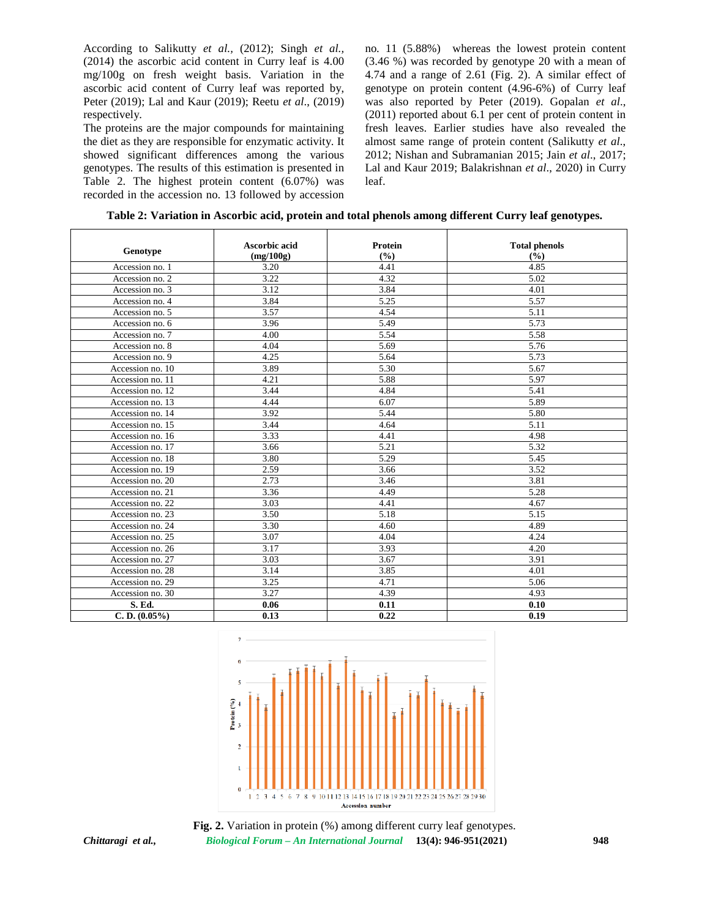According to Salikutty *et al.,* (2012); Singh *et al.,* (2014) the ascorbic acid content in Curry leaf is 4.00 mg/100g on fresh weight basis. Variation in the ascorbic acid content of Curry leaf was reported by, Peter (2019); Lal and Kaur (2019); Reetu *et al*., (2019) respectively.

The proteins are the major compounds for maintaining the diet as they are responsible for enzymatic activity. It showed significant differences among the various genotypes. The results of this estimation is presented in Table 2. The highest protein content (6.07%) was recorded in the accession no. 13 followed by accession no. 11 (5.88%) whereas the lowest protein content (3.46 %) was recorded by genotype 20 with a mean of 4.74 and a range of 2.61 (Fig. 2). A similar effect of genotype on protein content (4.96-6%) of Curry leaf was also reported by Peter (2019). Gopalan *et al*., (2011) reported about 6.1 per cent of protein content in fresh leaves. Earlier studies have also revealed the almost same range of protein content (Salikutty *et al*., 2012; Nishan and Subramanian 2015; Jain *et al*., 2017; Lal and Kaur 2019; Balakrishnan *et al*., 2020) in Curry leaf.

**Table 2: Variation in Ascorbic acid, protein and total phenols among different Curry leaf genotypes.**

| Genotype | Ascorbic acid (mg/100g) | Protein (%) | Total phenols (%) |
|---|---|---|---|
| Accession no. 1 | 3.20 | 4.41 | 4.85 |
| Accession no. 2 | 3.22 | 4.32 | 5.02 |
| Accession no. 3 | 3.12 | 3.84 | 4.01 |
| Accession no. 4 | 3.84 | 5.25 | 5.57 |
| Accession no. 5 | 3.57 | 4.54 | 5.11 |
| Accession no. 6 | 3.96 | 5.49 | 5.73 |
| Accession no. 7 | 4.00 | 5.54 | 5.58 |
| Accession no. 8 | 4.04 | 5.69 | 5.76 |
| Accession no. 9 | 4.25 | 5.64 | 5.73 |
| Accession no. 10 | 3.89 | 5.30 | 5.67 |
| Accession no. 11 | 4.21 | 5.88 | 5.97 |
| Accession no. 12 | 3.44 | 4.84 | 5.41 |
| Accession no. 13 | 4.44 | 6.07 | 5.89 |
| Accession no. 14 | 3.92 | 5.44 | 5.80 |
| Accession no. 15 | 3.44 | 4.64 | 5.11 |
| Accession no. 16 | 3.33 | 4.41 | 4.98 |
| Accession no. 17 | 3.66 | 5.21 | 5.32 |
| Accession no. 18 | 3.80 | 5.29 | 5.45 |
| Accession no. 19 | 2.59 | 3.66 | 3.52 |
| Accession no. 20 | 2.73 | 3.46 | 3.81 |
| Accession no. 21 | 3.36 | 4.49 | 5.28 |
| Accession no. 22 | 3.03 | 4.41 | 4.67 |
| Accession no. 23 | 3.50 | 5.18 | 5.15 |
| Accession no. 24 | 3.30 | 4.60 | 4.89 |
| Accession no. 25 | 3.07 | 4.04 | 4.24 |
| Accession no. 26 | 3.17 | 3.93 | 4.20 |
| Accession no. 27 | 3.03 | 3.67 | 3.91 |
| Accession no. 28 | 3.14 | 3.85 | 4.01 |
| Accession no. 29 | 3.25 | 4.71 | 5.06 |
| Accession no. 30 | 3.27 | 4.39 | 4.93 |
| **S. Ed.** | **0.06** | **0.11** | **0.10** |
| **C. D. (0.05%)** | **0.13** | **0.22** | **0.19** |

**Fig. 2.** Variation in protein (%) among different curry leaf genotypes.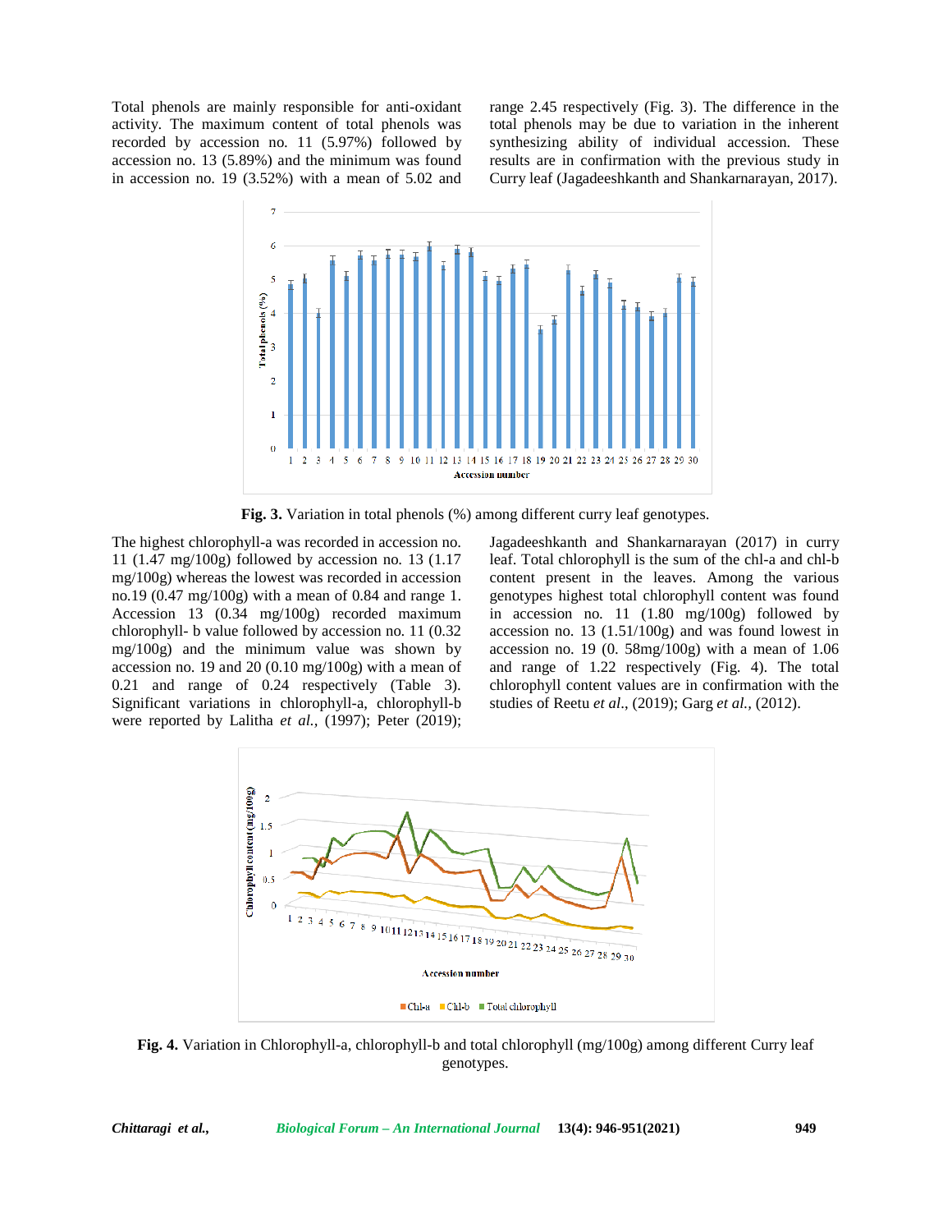Total phenols are mainly responsible for anti-oxidant activity. The maximum content of total phenols was recorded by accession no. 11 (5.97%) followed by accession no. 13 (5.89%) and the minimum was found in accession no. 19 (3.52%) with a mean of 5.02 and range 2.45 respectively (Fig. 3). The difference in the total phenols may be due to variation in the inherent synthesizing ability of individual accession. These results are in confirmation with the previous study in Curry leaf (Jagadeeshkanth and Shankarnarayan, 2017).

**Fig. 3.** Variation in total phenols (%) among different curry leaf genotypes.

The highest chlorophyll-a was recorded in accession no. 11 (1.47 mg/100g) followed by accession no. 13 (1.17 mg/100g) whereas the lowest was recorded in accession no.19 (0.47 mg/100g) with a mean of 0.84 and range 1. Accession 13 (0.34 mg/100g) recorded maximum chlorophyll- b value followed by accession no. 11 (0.32 mg/100g) and the minimum value was shown by accession no. 19 and 20 (0.10 mg/100g) with a mean of 0.21 and range of 0.24 respectively (Table 3). Significant variations in chlorophyll-a, chlorophyll-b were reported by Lalitha *et al.,* (1997); Peter (2019); Jagadeeshkanth and Shankarnarayan (2017) in curry leaf. Total chlorophyll is the sum of the chl-a and chl-b content present in the leaves. Among the various genotypes highest total chlorophyll content was found in accession no. 11 (1.80 mg/100g) followed by accession no. 13 (1.51/100g) and was found lowest in accession no. 19 (0. 58mg/100g) with a mean of 1.06 and range of 1.22 respectively (Fig. 4). The total chlorophyll content values are in confirmation with the studies of Reetu *et al*., (2019); Garg *et al.*, (2012).

**Fig. 4.** Variation in Chlorophyll-a, chlorophyll-b and total chlorophyll (mg/100g) among different Curry leaf genotypes.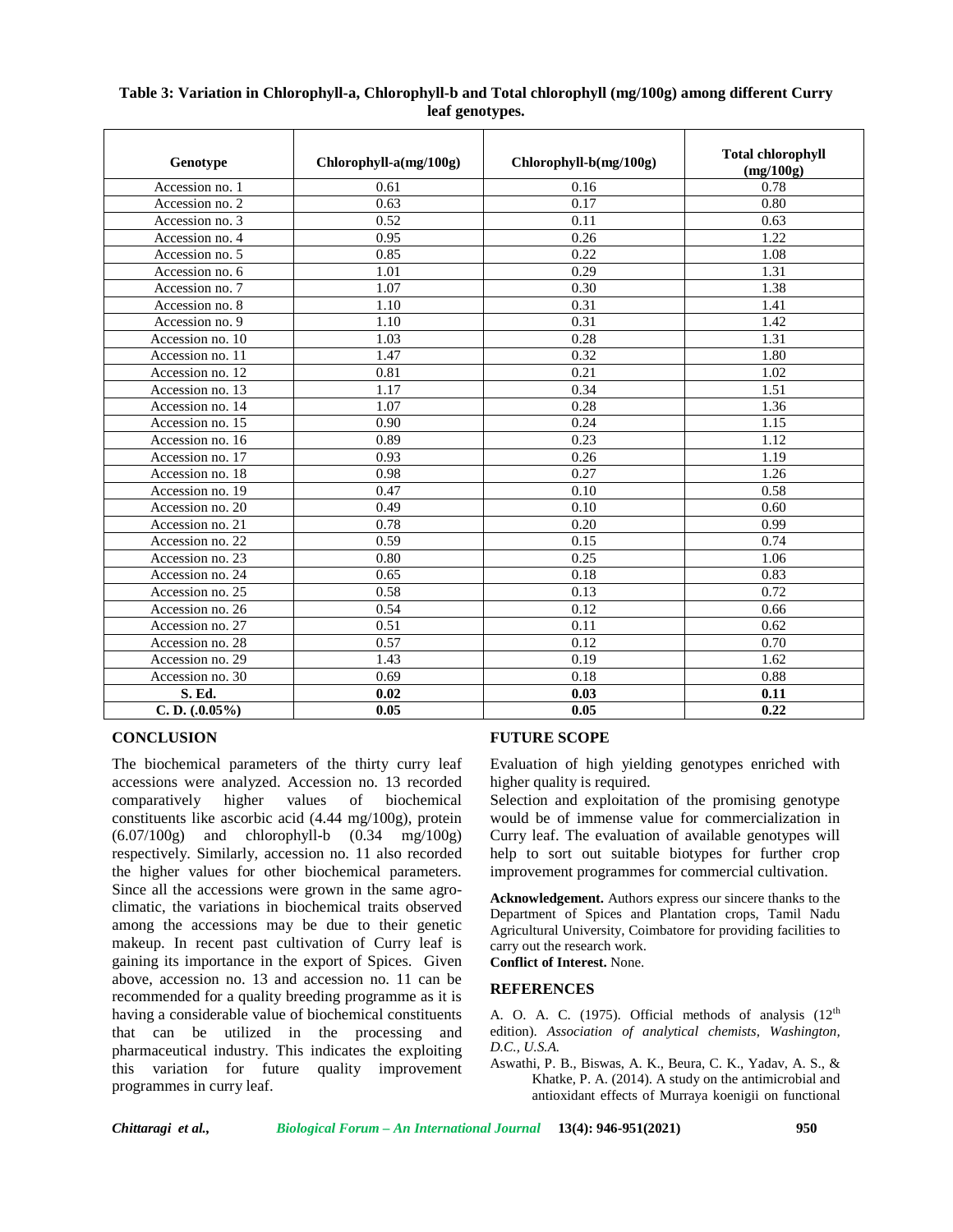**Table 3: Variation in Chlorophyll-a, Chlorophyll-b and Total chlorophyll (mg/100g) among different Curry leaf genotypes.**

| Genotype | Chlorophyll-a(mg/100g) | Chlorophyll-b(mg/100g) | Total chlorophyll (mg/100g) |
|---|---|---|---|
| Accession no. 1 | 0.61 | 0.16 | 0.78 |
| Accession no. 2 | 0.63 | 0.17 | 0.80 |
| Accession no. 3 | 0.52 | 0.11 | 0.63 |
| Accession no. 4 | 0.95 | 0.26 | 1.22 |
| Accession no. 5 | 0.85 | 0.22 | 1.08 |
| Accession no. 6 | 1.01 | 0.29 | 1.31 |
| Accession no. 7 | 1.07 | 0.30 | 1.38 |
| Accession no. 8 | 1.10 | 0.31 | 1.41 |
| Accession no. 9 | 1.10 | 0.31 | 1.42 |
| Accession no. 10 | 1.03 | 0.28 | 1.31 |
| Accession no. 11 | 1.47 | 0.32 | 1.80 |
| Accession no. 12 | 0.81 | 0.21 | 1.02 |
| Accession no. 13 | 1.17 | 0.34 | 1.51 |
| Accession no. 14 | 1.07 | 0.28 | 1.36 |
| Accession no. 15 | 0.90 | 0.24 | 1.15 |
| Accession no. 16 | 0.89 | 0.23 | 1.12 |
| Accession no. 17 | 0.93 | 0.26 | 1.19 |
| Accession no. 18 | 0.98 | 0.27 | 1.26 |
| Accession no. 19 | 0.47 | 0.10 | 0.58 |
| Accession no. 20 | 0.49 | 0.10 | 0.60 |
| Accession no. 21 | 0.78 | 0.20 | 0.99 |
| Accession no. 22 | 0.59 | 0.15 | 0.74 |
| Accession no. 23 | 0.80 | 0.25 | 1.06 |
| Accession no. 24 | 0.65 | 0.18 | 0.83 |
| Accession no. 25 | 0.58 | 0.13 | 0.72 |
| Accession no. 26 | 0.54 | 0.12 | 0.66 |
| Accession no. 27 | 0.51 | 0.11 | 0.62 |
| Accession no. 28 | 0.57 | 0.12 | 0.70 |
| Accession no. 29 | 1.43 | 0.19 | 1.62 |
| Accession no. 30 | 0.69 | 0.18 | 0.88 |
| **S. Ed.** | **0.02** | **0.03** | **0.11** |
| **C. D. (.0.05%)** | **0.05** | **0.05** | **0.22** |

## CONCLUSION

The biochemical parameters of the thirty curry leaf accessions were analyzed. Accession no. 13 recorded comparatively higher values of biochemical constituents like ascorbic acid (4.44 mg/100g), protein (6.07/100g) and chlorophyll-b (0.34 mg/100g) respectively. Similarly, accession no. 11 also recorded the higher values for other biochemical parameters. Since all the accessions were grown in the same agro-climatic, the variations in biochemical traits observed among the accessions may be due to their genetic makeup. In recent past cultivation of Curry leaf is gaining its importance in the export of Spices. Given above, accession no. 13 and accession no. 11 can be recommended for a quality breeding programme as it is having a considerable value of biochemical constituents that can be utilized in the processing and pharmaceutical industry. This indicates the exploiting this variation for future quality improvement programmes in curry leaf.

## FUTURE SCOPE

Evaluation of high yielding genotypes enriched with higher quality is required.

Selection and exploitation of the promising genotype would be of immense value for commercialization in Curry leaf. The evaluation of available genotypes will help to sort out suitable biotypes for further crop improvement programmes for commercial cultivation.

**Acknowledgement.** Authors express our sincere thanks to the Department of Spices and Plantation crops, Tamil Nadu Agricultural University, Coimbatore for providing facilities to carry out the research work.

**Conflict of Interest.** None.

## REFERENCES

A. O. A. C. (1975). Official methods of analysis (12th edition). *Association of analytical chemists, Washington, D.C., U.S.A.*

Aswathi, P. B., Biswas, A. K., Beura, C. K., Yadav, A. S., & Khatke, P. A. (2014). A study on the antimicrobial and antioxidant effects of Murraya koenigii on functional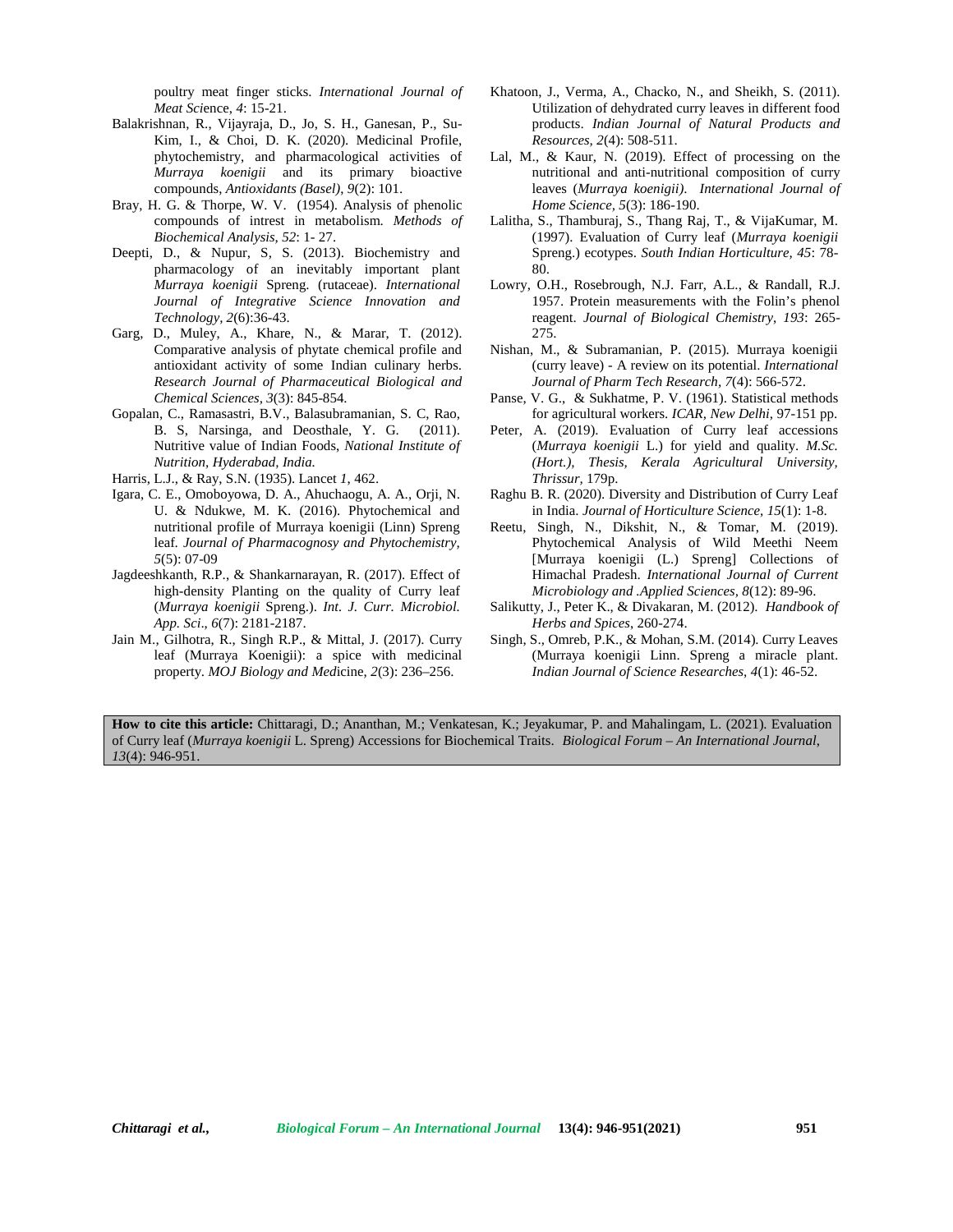poultry meat finger sticks. *International Journal of Meat Sci*ence, *4*: 15-21.

Balakrishnan, R., Vijayraja, D., Jo, S. H., Ganesan, P., Su-Kim, I., & Choi, D. K. (2020). Medicinal Profile, phytochemistry, and pharmacological activities of *Murraya koenigii* and its primary bioactive compounds, *Antioxidants (Basel)*, *9*(2): 101.

Bray, H. G. & Thorpe, W. V. (1954). Analysis of phenolic compounds of intrest in metabolism*. Methods of Biochemical Analysis, 52*: 1- 27.

Deepti, D., & Nupur, S, S. (2013). Biochemistry and pharmacology of an inevitably important plant *Murraya koenigii* Spreng. (rutaceae). *International Journal of Integrative Science Innovation and Technology, 2*(6):36-43.

Garg, D., Muley, A., Khare, N., & Marar, T. (2012). Comparative analysis of phytate chemical profile and antioxidant activity of some Indian culinary herbs. *Research Journal of Pharmaceutical Biological and Chemical Sciences, 3*(3): 845-854.

Gopalan, C., Ramasastri, B.V., Balasubramanian, S. C, Rao, B. S, Narsinga, and Deosthale, Y. G. (2011). Nutritive value of Indian Foods, *National Institute of Nutrition, Hyderabad, India.*

Harris, L.J., & Ray, S.N. (1935). Lancet *1*, 462.

Igara, C. E., Omoboyowa, D. A., Ahuchaogu, A. A., Orji, N. U. & Ndukwe, M. K. (2016). Phytochemical and nutritional profile of Murraya koenigii (Linn) Spreng leaf*. Journal of Pharmacognosy and Phytochemistry, 5*(5): 07-09

Jagdeeshkanth, R.P., & Shankarnarayan, R. (2017). Effect of high-density Planting on the quality of Curry leaf (*Murraya koenigii* Spreng.). *Int. J. Curr. Microbiol. App. Sci*., *6*(7): 2181-2187.

Jain M., Gilhotra, R., Singh R.P., & Mittal, J. (2017). Curry leaf (Murraya Koenigii): a spice with medicinal property. *MOJ Biology and Med*icine*, 2*(3): 236–256.

Khatoon, J., Verma, A., Chacko, N., and Sheikh, S. (2011). Utilization of dehydrated curry leaves in different food products. *Indian Journal of Natural Products and Resources, 2*(4): 508-511.

Lal, M., & Kaur, N. (2019). Effect of processing on the nutritional and anti-nutritional composition of curry leaves (*Murraya koenigii). International Journal of Home Science, 5*(3): 186-190.

Lalitha, S., Thamburaj, S., Thang Raj, T., & VijaKumar, M. (1997). Evaluation of Curry leaf (*Murraya koenigii* Spreng.) ecotypes. *South Indian Horticulture, 45*: 78-80.

Lowry, O.H., Rosebrough, N.J. Farr, A.L., & Randall, R.J. 1957. Protein measurements with the Folin's phenol reagent. *Journal of Biological Chemistry*, *193*: 265-275.

Nishan, M., & Subramanian, P. (2015). Murraya koenigii (curry leave) - A review on its potential. *International Journal of Pharm Tech Research*, *7*(4): 566-572.

Panse, V. G., & Sukhatme, P. V. (1961). Statistical methods for agricultural workers. *ICAR, New Delhi,* 97-151 pp.

Peter, A. (2019). Evaluation of Curry leaf accessions (*Murraya koenigii* L.) for yield and quality. *M.Sc. (Hort.), Thesis, Kerala Agricultural University, Thrissur,* 179p.

Raghu B. R. (2020). Diversity and Distribution of Curry Leaf in India. *Journal of Horticulture Science*, *15*(1): 1-8.

Reetu, Singh, N., Dikshit, N., & Tomar, M. (2019). Phytochemical Analysis of Wild Meethi Neem [Murraya koenigii (L.) Spreng] Collections of Himachal Pradesh. *International Journal of Current Microbiology and .Applied Sciences, 8*(12): 89-96.

Salikutty, J., Peter K., & Divakaran, M. (2012). *Handbook of Herbs and Spices*, 260-274.

Singh, S., Omreb, P.K., & Mohan, S.M. (2014). Curry Leaves (Murraya koenigii Linn. Spreng a miracle plant. *Indian Journal of Science Researches, 4*(1): 46-52.

**How to cite this article:** Chittaragi, D.; Ananthan, M.; Venkatesan, K.; Jeyakumar, P. and Mahalingam, L. (2021). Evaluation of Curry leaf (*Murraya koenigii* L. Spreng) Accessions for Biochemical Traits. *Biological Forum – An International Journal*, *13*(4): 946-951.